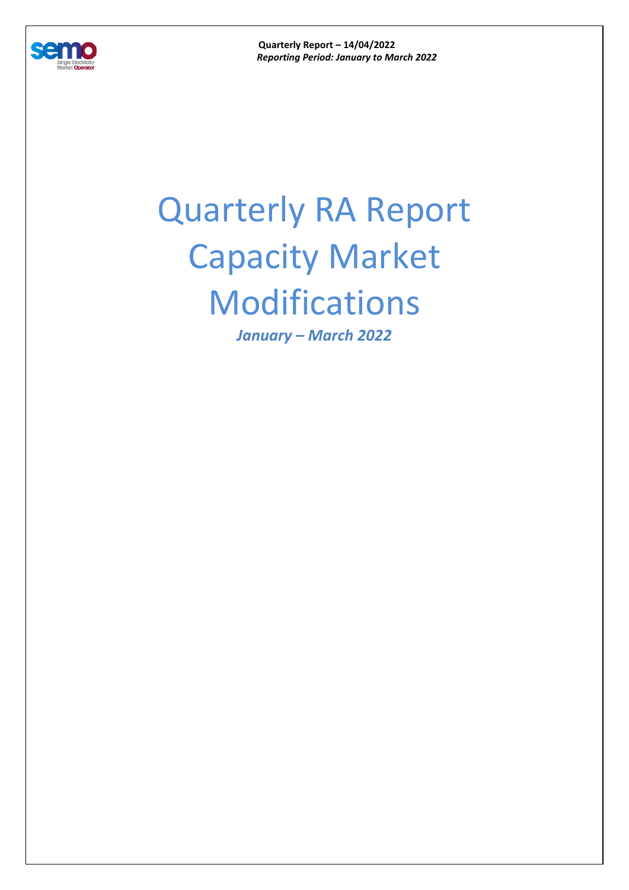Quarterly Report – 14/04/2022
*Reporting Period: January to March 2022*

# Quarterly RA Report Capacity Market Modifications

***January – March 2022***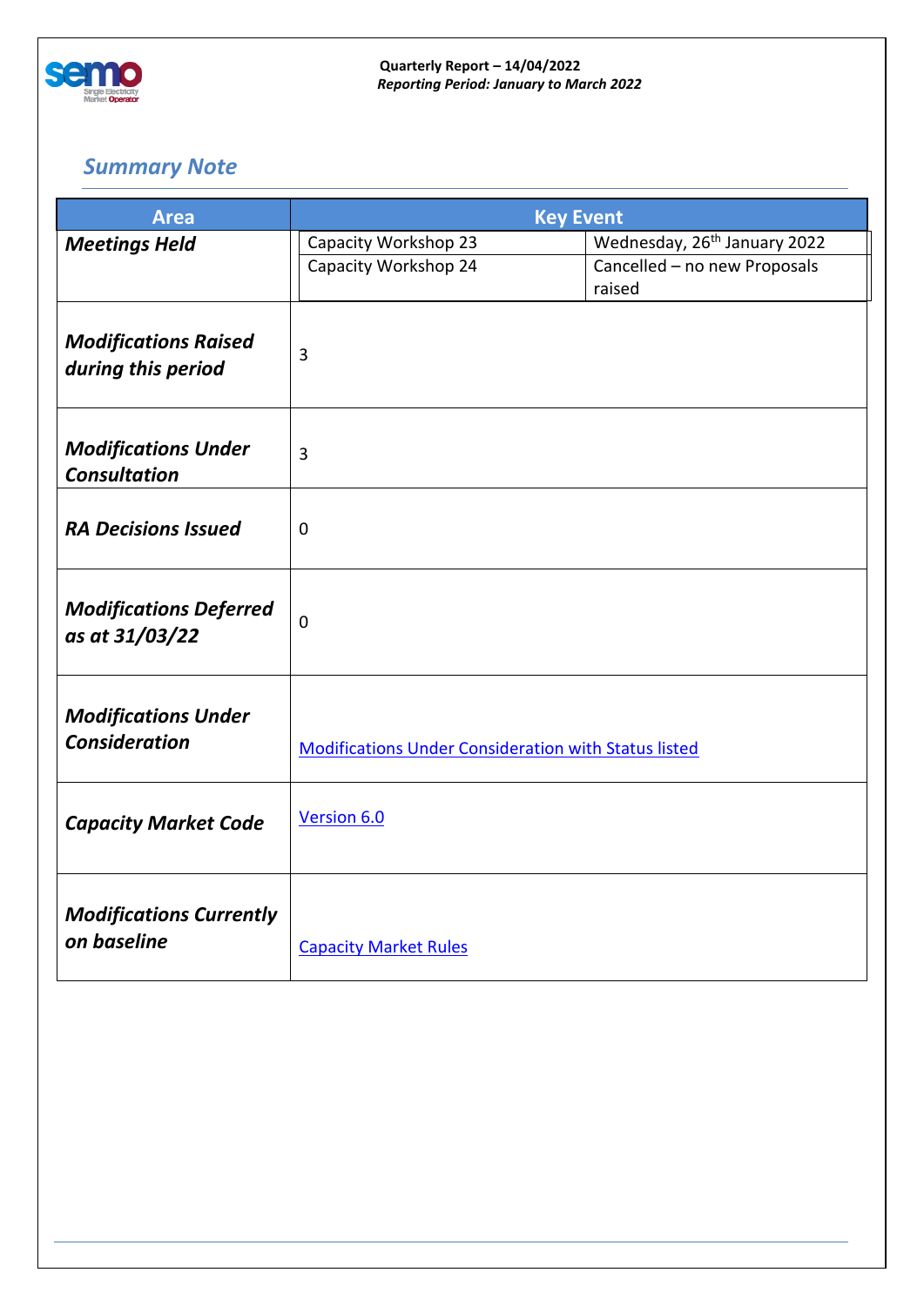## *Summary Note*

| Area | Key Event | |
|---|---|---|
| ***Meetings Held*** | Capacity Workshop 23 | Wednesday, 26th January 2022 |
| | Capacity Workshop 24 | Cancelled – no new Proposals raised |
| ***Modifications Raised during this period*** | 3 | |
| ***Modifications Under Consultation*** | 3 | |
| ***RA Decisions Issued*** | 0 | |
| ***Modifications Deferred as at 31/03/22*** | 0 | |
| ***Modifications Under Consideration*** | Modifications Under Consideration with Status listed | |
| ***Capacity Market Code*** | Version 6.0 | |
| ***Modifications Currently on baseline*** | Capacity Market Rules | |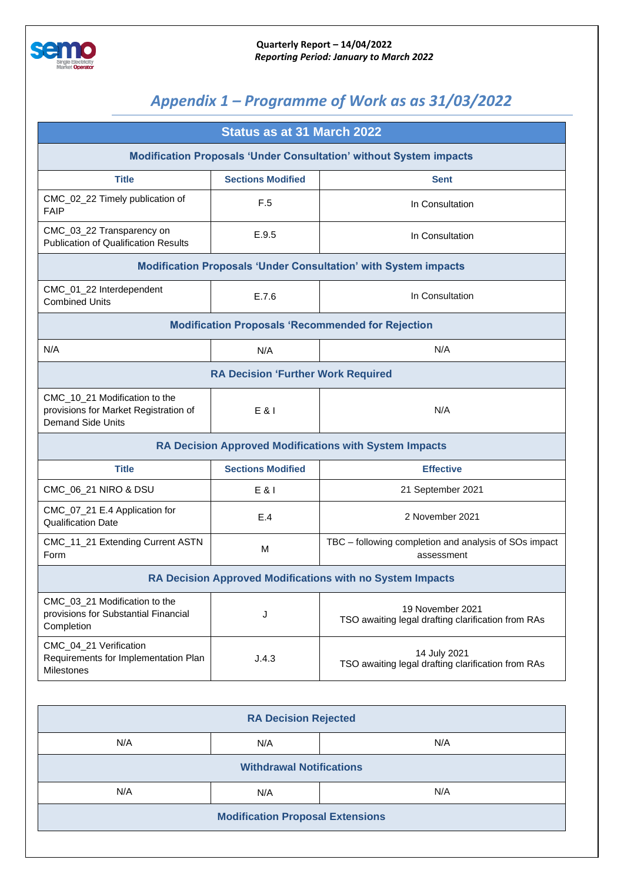## *Appendix 1 – Programme of Work as as 31/03/2022*

| Status as at 31 March 2022 | | |
|---|---|---|
| **Modification Proposals 'Under Consultation' without System impacts** | | |
| **Title** | **Sections Modified** | **Sent** |
| CMC_02_22 Timely publication of FAIP | F.5 | In Consultation |
| CMC_03_22 Transparency on Publication of Qualification Results | E.9.5 | In Consultation |
| **Modification Proposals 'Under Consultation' with System impacts** | | |
| CMC_01_22 Interdependent Combined Units | E.7.6 | In Consultation |
| **Modification Proposals 'Recommended for Rejection** | | |
| N/A | N/A | N/A |
| **RA Decision 'Further Work Required** | | |
| CMC_10_21 Modification to the provisions for Market Registration of Demand Side Units | E & I | N/A |
| **RA Decision Approved Modifications with System Impacts** | | |
| **Title** | **Sections Modified** | **Effective** |
| CMC_06_21 NIRO & DSU | E & I | 21 September 2021 |
| CMC_07_21 E.4 Application for Qualification Date | E.4 | 2 November 2021 |
| CMC_11_21 Extending Current ASTN Form | M | TBC – following completion and analysis of SOs impact assessment |
| **RA Decision Approved Modifications with no System Impacts** | | |
| CMC_03_21 Modification to the provisions for Substantial Financial Completion | J | 19 November 2021<br>TSO awaiting legal drafting clarification from RAs |
| CMC_04_21 Verification Requirements for Implementation Plan Milestones | J.4.3 | 14 July 2021<br>TSO awaiting legal drafting clarification from RAs |

| RA Decision Rejected | | |
|---|---|---|
| N/A | N/A | N/A |
| **Withdrawal Notifications** | | |
| N/A | N/A | N/A |
| **Modification Proposal Extensions** | | |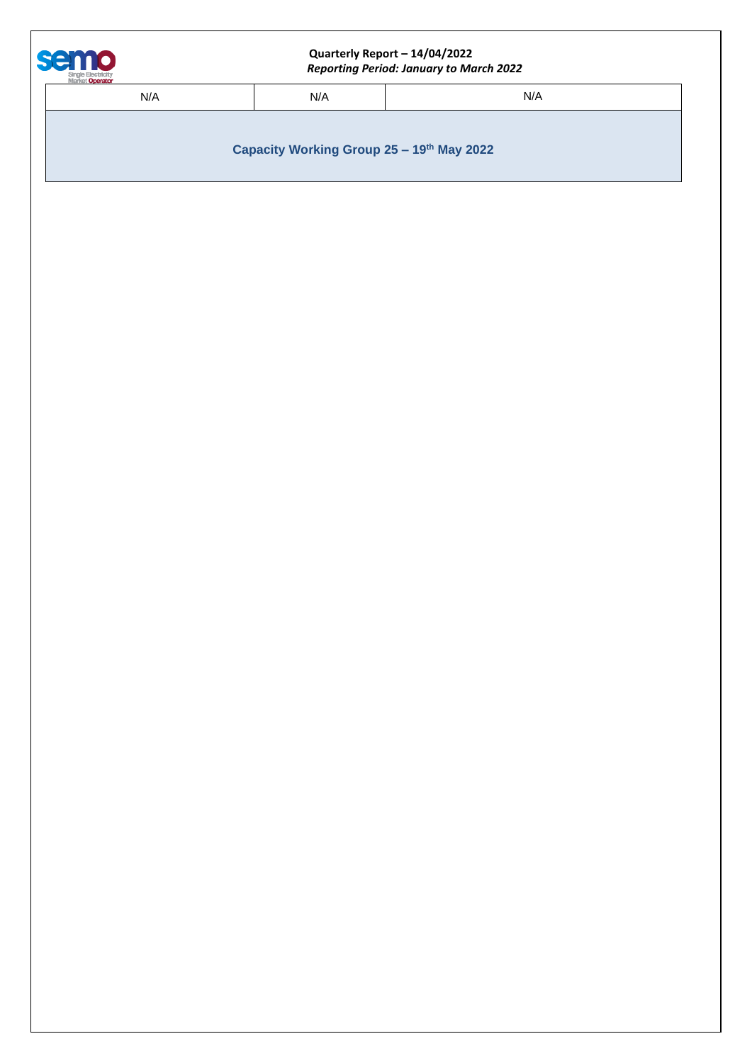| | | |
|---|---|---|
| N/A | N/A | N/A |

**Capacity Working Group 25 – 19th May 2022**